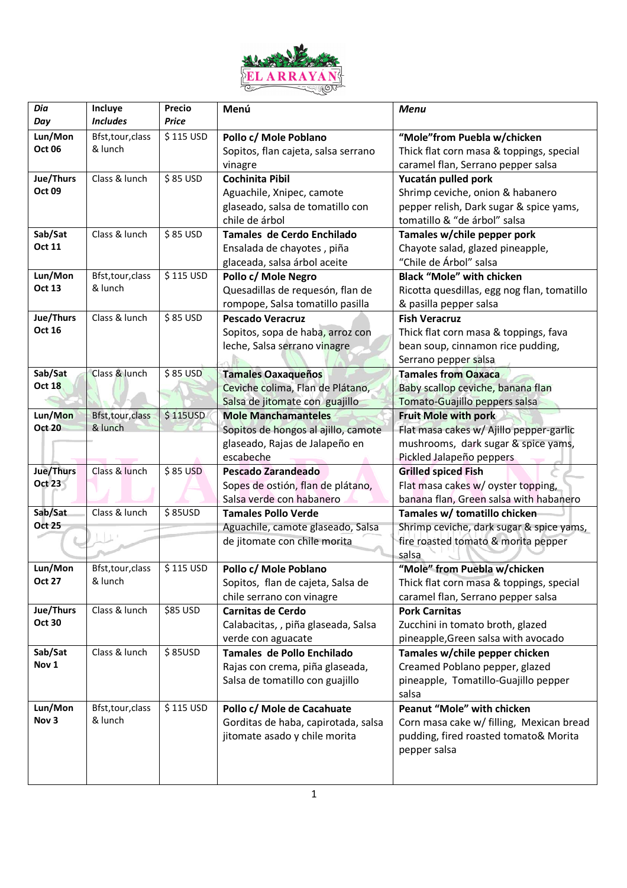# EL ARRAYÁN

| *Dia* *Day* | **Incluye** ***Includes*** | **Precio** ***Price*** | **Menú** | ***Menu*** |
|---|---|---|---|---|
| **Lun/Mon Oct 06** | Bfst,tour,class & lunch | $ 115 USD | **Pollo c/ Mole Poblano** Sopitos, flan cajeta, salsa serrano vinagre | **"Mole"from Puebla w/chicken** Thick flat corn masa & toppings, special caramel flan, Serrano pepper salsa |
| **Jue/Thurs Oct 09** | Class & lunch | $ 85 USD | **Cochinita Pibil** Aguachile, Xnipec, camote glaseado, salsa de tomatillo con chile de árbol | **Yucatán pulled pork** Shrimp ceviche, onion & habanero pepper relish, Dark sugar & spice yams, tomatillo & "de árbol" salsa |
| **Sab/Sat Oct 11** | Class & lunch | $ 85 USD | **Tamales de Cerdo Enchilado** Ensalada de chayotes , piña glaceada, salsa árbol aceite | **Tamales w/chile pepper pork** Chayote salad, glazed pineapple, "Chile de Árbol" salsa |
| **Lun/Mon Oct 13** | Bfst,tour,class & lunch | $ 115 USD | **Pollo c/ Mole Negro** Quesadillas de requesón, flan de rompope, Salsa tomatillo pasilla | **Black "Mole" with chicken** Ricotta quesdillas, egg nog flan, tomatillo & pasilla pepper salsa |
| **Jue/Thurs Oct 16** | Class & lunch | $ 85 USD | **Pescado Veracruz** Sopitos, sopa de haba, arroz con leche, Salsa serrano vinagre | **Fish Veracruz** Thick flat corn masa & toppings, fava bean soup, cinnamon rice pudding, Serrano pepper salsa |
| **Sab/Sat Oct 18** | Class & lunch | $ 85 USD | **Tamales Oaxaqueños** Ceviche colima, Flan de Plátano, Salsa de jitomate con guajillo | **Tamales from Oaxaca** Baby scallop ceviche, banana flan Tomato-Guajillo peppers salsa |
| **Lun/Mon Oct 20** | Bfst,tour,class & lunch | $ 115USD | **Mole Manchamanteles** Sopitos de hongos al ajillo, camote glaseado, Rajas de Jalapeño en escabeche | **Fruit Mole with pork** Flat masa cakes w/ Ajillo pepper-garlic mushrooms, dark sugar & spice yams, Pickled Jalapeño peppers |
| **Jue/Thurs Oct 23** | Class & lunch | $ 85 USD | **Pescado Zarandeado** Sopes de ostión, flan de plátano, Salsa verde con habanero | **Grilled spiced Fish** Flat masa cakes w/ oyster topping, banana flan, Green salsa with habanero |
| **Sab/Sat Oct 25** | Class & lunch | $ 85USD | **Tamales Pollo Verde** Aguachile, camote glaseado, Salsa de jitomate con chile morita | **Tamales w/ tomatillo chicken** Shrimp ceviche, dark sugar & spice yams, fire roasted tomato & morita pepper salsa |
| **Lun/Mon Oct 27** | Bfst,tour,class & lunch | $ 115 USD | **Pollo c/ Mole Poblano** Sopitos, flan de cajeta, Salsa de chile serrano con vinagre | **"Mole" from Puebla w/chicken** Thick flat corn masa & toppings, special caramel flan, Serrano pepper salsa |
| **Jue/Thurs Oct 30** | Class & lunch | $85 USD | **Carnitas de Cerdo** Calabacitas, , piña glaseada, Salsa verde con aguacate | **Pork Carnitas** Zucchini in tomato broth, glazed pineapple,Green salsa with avocado |
| **Sab/Sat Nov 1** | Class & lunch | $ 85USD | **Tamales de Pollo Enchilado** Rajas con crema, piña glaseada, Salsa de tomatillo con guajillo | **Tamales w/chile pepper chicken** Creamed Poblano pepper, glazed pineapple, Tomatillo-Guajillo pepper salsa |
| **Lun/Mon Nov 3** | Bfst,tour,class & lunch | $ 115 USD | **Pollo c/ Mole de Cacahuate** Gorditas de haba, capirotada, salsa jitomate asado y chile morita | **Peanut "Mole" with chicken** Corn masa cake w/ filling, Mexican bread pudding, fired roasted tomato& Morita pepper salsa |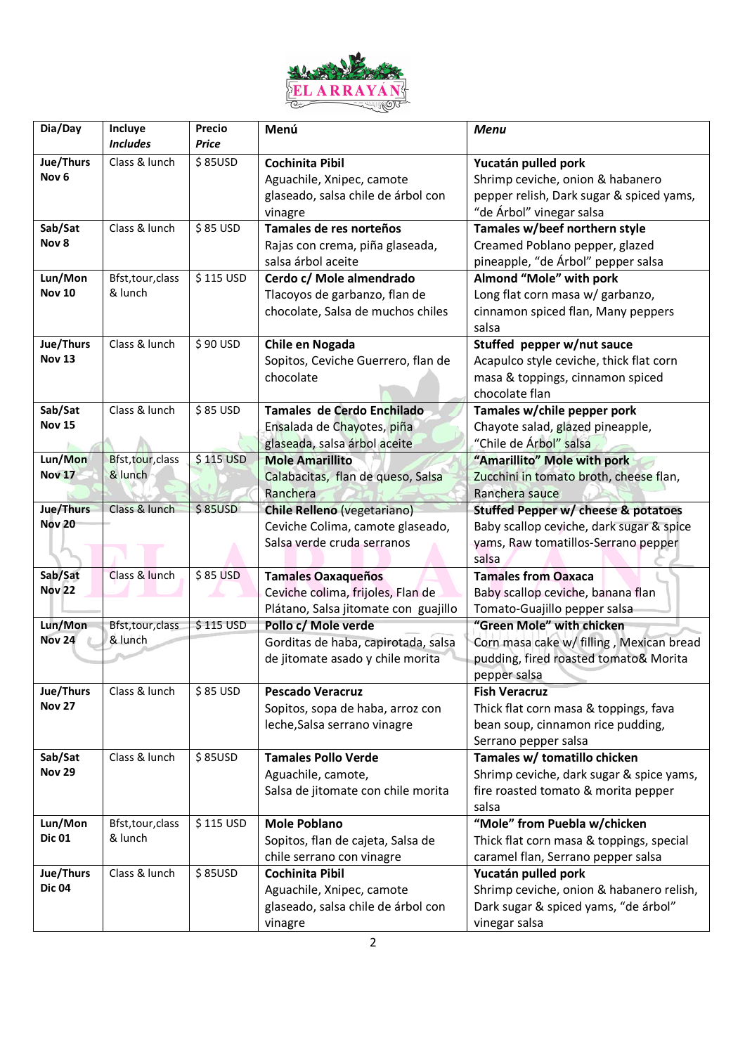# EL ARRAYÁN

| Dia/Day | Incluye *Includes* | Precio *Price* | Menú | *Menu* |
|---|---|---|---|---|
| **Jue/Thurs Nov 6** | Class & lunch | $ 85USD | **Cochinita Pibil** Aguachile, Xnipec, camote glaseado, salsa chile de árbol con vinagre | **Yucatán pulled pork** Shrimp ceviche, onion & habanero pepper relish, Dark sugar & spiced yams, "de Árbol" vinegar salsa |
| **Sab/Sat Nov 8** | Class & lunch | $ 85 USD | **Tamales de res norteños** Rajas con crema, piña glaseada, salsa árbol aceite | **Tamales w/beef northern style** Creamed Poblano pepper, glazed pineapple, "de Árbol" pepper salsa |
| **Lun/Mon Nov 10** | Bfst,tour,class & lunch | $ 115 USD | **Cerdo c/ Mole almendrado** Tlacoyos de garbanzo, flan de chocolate, Salsa de muchos chiles | **Almond "Mole" with pork** Long flat corn masa w/ garbanzo, cinnamon spiced flan, Many peppers salsa |
| **Jue/Thurs Nov 13** | Class & lunch | $ 90 USD | **Chile en Nogada** Sopitos, Ceviche Guerrero, flan de chocolate | **Stuffed pepper w/nut sauce** Acapulco style ceviche, thick flat corn masa & toppings, cinnamon spiced chocolate flan |
| **Sab/Sat Nov 15** | Class & lunch | $ 85 USD | **Tamales de Cerdo Enchilado** Ensalada de Chayotes, piña glaseada, salsa árbol aceite | **Tamales w/chile pepper pork** Chayote salad, glazed pineapple, "Chile de Árbol" salsa |
| **Lun/Mon Nov 17** | Bfst,tour,class & lunch | $ 115 USD | **Mole Amarillito** Calabacitas, flan de queso, Salsa Ranchera | **"Amarillito" Mole with pork** Zucchini in tomato broth, cheese flan, Ranchera sauce |
| **Jue/Thurs Nov 20** | Class & lunch | $ 85USD | **Chile Relleno** (vegetariano) Ceviche Colima, camote glaseado, Salsa verde cruda serranos | **Stuffed Pepper w/ cheese & potatoes** Baby scallop ceviche, dark sugar & spice yams, Raw tomatillos-Serrano pepper salsa |
| **Sab/Sat Nov 22** | Class & lunch | $ 85 USD | **Tamales Oaxaqueños** Ceviche colima, frijoles, Flan de Plátano, Salsa jitomate con guajillo | **Tamales from Oaxaca** Baby scallop ceviche, banana flan Tomato-Guajillo pepper salsa |
| **Lun/Mon Nov 24** | Bfst,tour,class & lunch | $ 115 USD | **Pollo c/ Mole verde** Gorditas de haba, capirotada, salsa de jitomate asado y chile morita | **"Green Mole" with chicken** Corn masa cake w/ filling , Mexican bread pudding, fired roasted tomato& Morita pepper salsa |
| **Jue/Thurs Nov 27** | Class & lunch | $ 85 USD | **Pescado Veracruz** Sopitos, sopa de haba, arroz con leche,Salsa serrano vinagre | **Fish Veracruz** Thick flat corn masa & toppings, fava bean soup, cinnamon rice pudding, Serrano pepper salsa |
| **Sab/Sat Nov 29** | Class & lunch | $ 85USD | **Tamales Pollo Verde** Aguachile, camote, Salsa de jitomate con chile morita | **Tamales w/ tomatillo chicken** Shrimp ceviche, dark sugar & spice yams, fire roasted tomato & morita pepper salsa |
| **Lun/Mon Dic 01** | Bfst,tour,class & lunch | $ 115 USD | **Mole Poblano** Sopitos, flan de cajeta, Salsa de chile serrano con vinagre | **"Mole" from Puebla w/chicken** Thick flat corn masa & toppings, special caramel flan, Serrano pepper salsa |
| **Jue/Thurs Dic 04** | Class & lunch | $ 85USD | **Cochinita Pibil** Aguachile, Xnipec, camote glaseado, salsa chile de árbol con vinagre | **Yucatán pulled pork** Shrimp ceviche, onion & habanero relish, Dark sugar & spiced yams, "de árbol" vinegar salsa |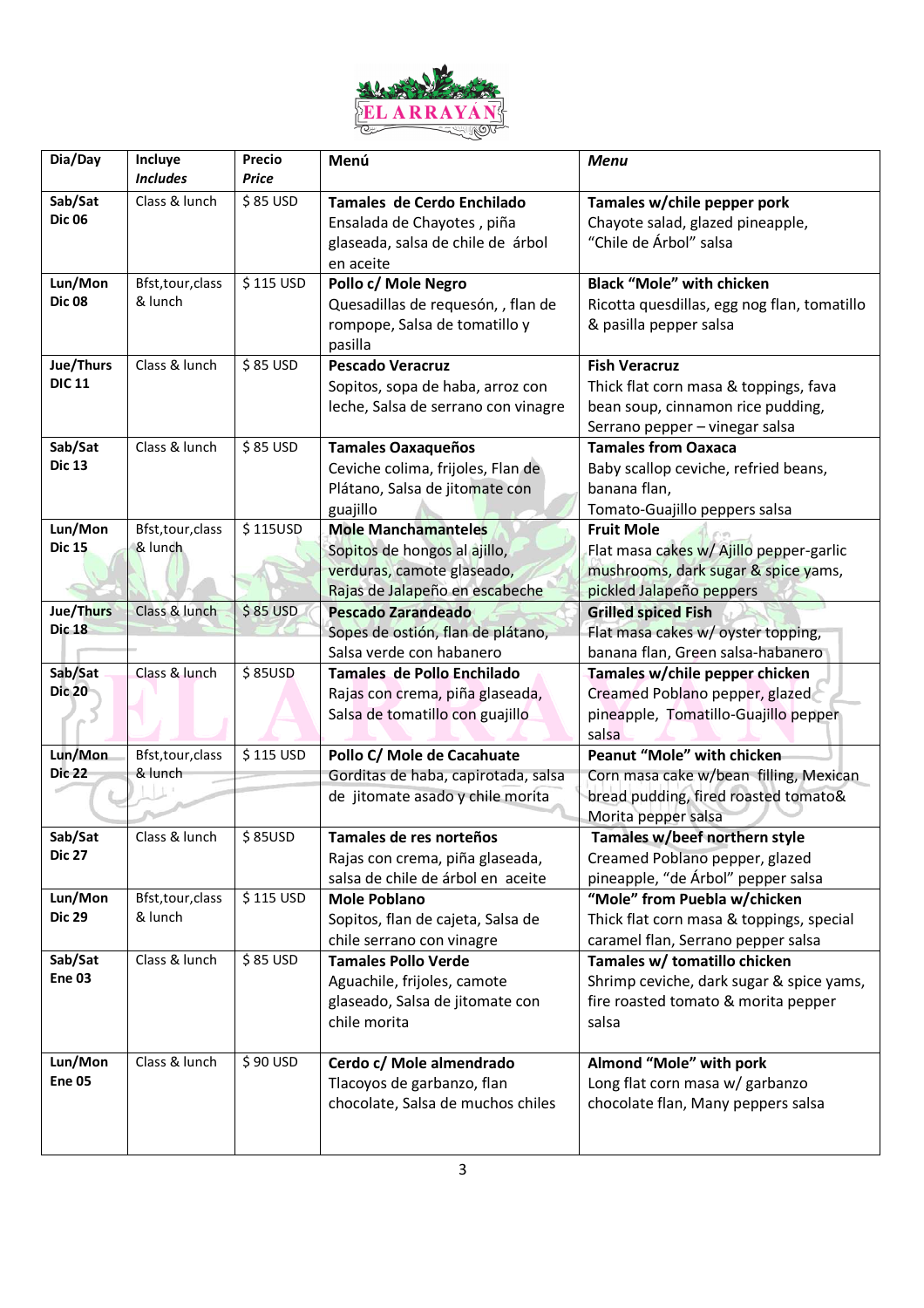# EL ARRAYÁN

| Dia/Day | Incluye *Includes* | Precio *Price* | Menú | *Menu* |
|---|---|---|---|---|
| **Sab/Sat Dic 06** | Class & lunch | $ 85 USD | **Tamales de Cerdo Enchilado** Ensalada de Chayotes , piña glaseada, salsa de chile de árbol en aceite | **Tamales w/chile pepper pork** Chayote salad, glazed pineapple, “Chile de Árbol” salsa |
| **Lun/Mon Dic 08** | Bfst,tour,class & lunch | $ 115 USD | **Pollo c/ Mole Negro** Quesadillas de requesón, , flan de rompope, Salsa de tomatillo y pasilla | **Black “Mole” with chicken** Ricotta quesdillas, egg nog flan, tomatillo & pasilla pepper salsa |
| **Jue/Thurs DIC 11** | Class & lunch | $ 85 USD | **Pescado Veracruz** Sopitos, sopa de haba, arroz con leche, Salsa de serrano con vinagre | **Fish Veracruz** Thick flat corn masa & toppings, fava bean soup, cinnamon rice pudding, Serrano pepper – vinegar salsa |
| **Sab/Sat Dic 13** | Class & lunch | $ 85 USD | **Tamales Oaxaqueños** Ceviche colima, frijoles, Flan de Plátano, Salsa de jitomate con guajillo | **Tamales from Oaxaca** Baby scallop ceviche, refried beans, banana flan, Tomato-Guajillo peppers salsa |
| **Lun/Mon Dic 15** | Bfst,tour,class & lunch | $ 115USD | **Mole Manchamanteles** Sopitos de hongos al ajillo, verduras, camote glaseado, Rajas de Jalapeño en escabeche | **Fruit Mole** Flat masa cakes w/ Ajillo pepper-garlic mushrooms, dark sugar & spice yams, pickled Jalapeño peppers |
| **Jue/Thurs Dic 18** | Class & lunch | $ 85 USD | **Pescado Zarandeado** Sopes de ostión, flan de plátano, Salsa verde con habanero | **Grilled spiced Fish** Flat masa cakes w/ oyster topping, banana flan, Green salsa-habanero |
| **Sab/Sat Dic 20** | Class & lunch | $ 85USD | **Tamales de Pollo Enchilado** Rajas con crema, piña glaseada, Salsa de tomatillo con guajillo | **Tamales w/chile pepper chicken** Creamed Poblano pepper, glazed pineapple, Tomatillo-Guajillo pepper salsa |
| **Lun/Mon Dic 22** | Bfst,tour,class & lunch | $ 115 USD | **Pollo C/ Mole de Cacahuate** Gorditas de haba, capirotada, salsa de jitomate asado y chile morita | **Peanut “Mole” with chicken** Corn masa cake w/bean filling, Mexican bread pudding, fired roasted tomato& Morita pepper salsa |
| **Sab/Sat Dic 27** | Class & lunch | $ 85USD | **Tamales de res norteños** Rajas con crema, piña glaseada, salsa de chile de árbol en aceite | **Tamales w/beef northern style** Creamed Poblano pepper, glazed pineapple, “de Árbol” pepper salsa |
| **Lun/Mon Dic 29** | Bfst,tour,class & lunch | $ 115 USD | **Mole Poblano** Sopitos, flan de cajeta, Salsa de chile serrano con vinagre | **“Mole” from Puebla w/chicken** Thick flat corn masa & toppings, special caramel flan, Serrano pepper salsa |
| **Sab/Sat Ene 03** | Class & lunch | $ 85 USD | **Tamales Pollo Verde** Aguachile, frijoles, camote glaseado, Salsa de jitomate con chile morita | **Tamales w/ tomatillo chicken** Shrimp ceviche, dark sugar & spice yams, fire roasted tomato & morita pepper salsa |
| **Lun/Mon Ene 05** | Class & lunch | $ 90 USD | **Cerdo c/ Mole almendrado** Tlacoyos de garbanzo, flan chocolate, Salsa de muchos chiles | **Almond “Mole” with pork** Long flat corn masa w/ garbanzo chocolate flan, Many peppers salsa |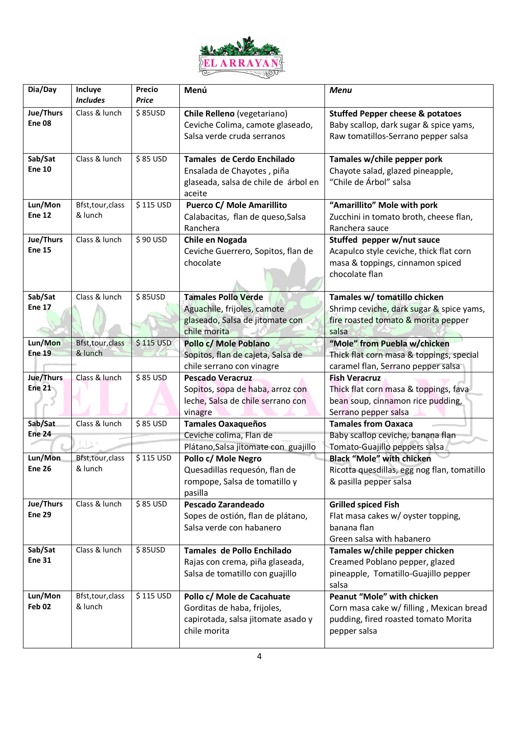EL ARRAYÁN

| Dia/Day | Incluye *Includes* | Precio *Price* | Menú | *Menu* |
|---|---|---|---|---|
| **Jue/Thurs Ene 08** | Class & lunch | $ 85USD | **Chile Relleno** (vegetariano) Ceviche Colima, camote glaseado, Salsa verde cruda serranos | **Stuffed Pepper cheese & potatoes** Baby scallop, dark sugar & spice yams, Raw tomatillos-Serrano pepper salsa |
| **Sab/Sat Ene 10** | Class & lunch | $ 85 USD | **Tamales de Cerdo Enchilado** Ensalada de Chayotes , piña glaseada, salsa de chile de árbol en aceite | **Tamales w/chile pepper pork** Chayote salad, glazed pineapple, "Chile de Árbol" salsa |
| **Lun/Mon Ene 12** | Bfst,tour,class & lunch | $ 115 USD | **Puerco C/ Mole Amarillito** Calabacitas, flan de queso,Salsa Ranchera | **"Amarillito" Mole with pork** Zucchini in tomato broth, cheese flan, Ranchera sauce |
| **Jue/Thurs Ene 15** | Class & lunch | $ 90 USD | **Chile en Nogada** Ceviche Guerrero, Sopitos, flan de chocolate | **Stuffed pepper w/nut sauce** Acapulco style ceviche, thick flat corn masa & toppings, cinnamon spiced chocolate flan |
| **Sab/Sat Ene 17** | Class & lunch | $ 85USD | **Tamales Pollo Verde** Aguachile, frijoles, camote glaseado, Salsa de jitomate con chile morita | **Tamales w/ tomatillo chicken** Shrimp ceviche, dark sugar & spice yams, fire roasted tomato & morita pepper salsa |
| **Lun/Mon Ene 19** | Bfst,tour,class & lunch | $ 115 USD | **Pollo c/ Mole Poblano** Sopitos, flan de cajeta, Salsa de chile serrano con vinagre | **"Mole" from Puebla w/chicken** Thick flat corn masa & toppings, special caramel flan, Serrano pepper salsa |
| **Jue/Thurs Ene 21** | Class & lunch | $ 85 USD | **Pescado Veracruz** Sopitos, sopa de haba, arroz con leche, Salsa de chile serrano con vinagre | **Fish Veracruz** Thick flat corn masa & toppings, fava bean soup, cinnamon rice pudding, Serrano pepper salsa |
| **Sab/Sat Ene 24** | Class & lunch | $ 85 USD | **Tamales Oaxaqueños** Ceviche colima, Flan de Plátano,Salsa jitomate con guajillo | **Tamales from Oaxaca** Baby scallop ceviche, banana flan Tomato-Guajillo peppers salsa |
| **Lun/Mon Ene 26** | Bfst,tour,class & lunch | $ 115 USD | **Pollo c/ Mole Negro** Quesadillas requesón, flan de rompope, Salsa de tomatillo y pasilla | **Black "Mole" with chicken** Ricotta quesdillas, egg nog flan, tomatillo & pasilla pepper salsa |
| **Jue/Thurs Ene 29** | Class & lunch | $ 85 USD | **Pescado Zarandeado** Sopes de ostión, flan de plátano, Salsa verde con habanero | **Grilled spiced Fish** Flat masa cakes w/ oyster topping, banana flan Green salsa with habanero |
| **Sab/Sat Ene 31** | Class & lunch | $ 85USD | **Tamales de Pollo Enchilado** Rajas con crema, piña glaseada, Salsa de tomatillo con guajillo | **Tamales w/chile pepper chicken** Creamed Poblano pepper, glazed pineapple, Tomatillo-Guajillo pepper salsa |
| **Lun/Mon Feb 02** | Bfst,tour,class & lunch | $ 115 USD | **Pollo c/ Mole de Cacahuate** Gorditas de haba, frijoles, capirotada, salsa jitomate asado y chile morita | **Peanut "Mole" with chicken** Corn masa cake w/ filling , Mexican bread pudding, fired roasted tomato Morita pepper salsa |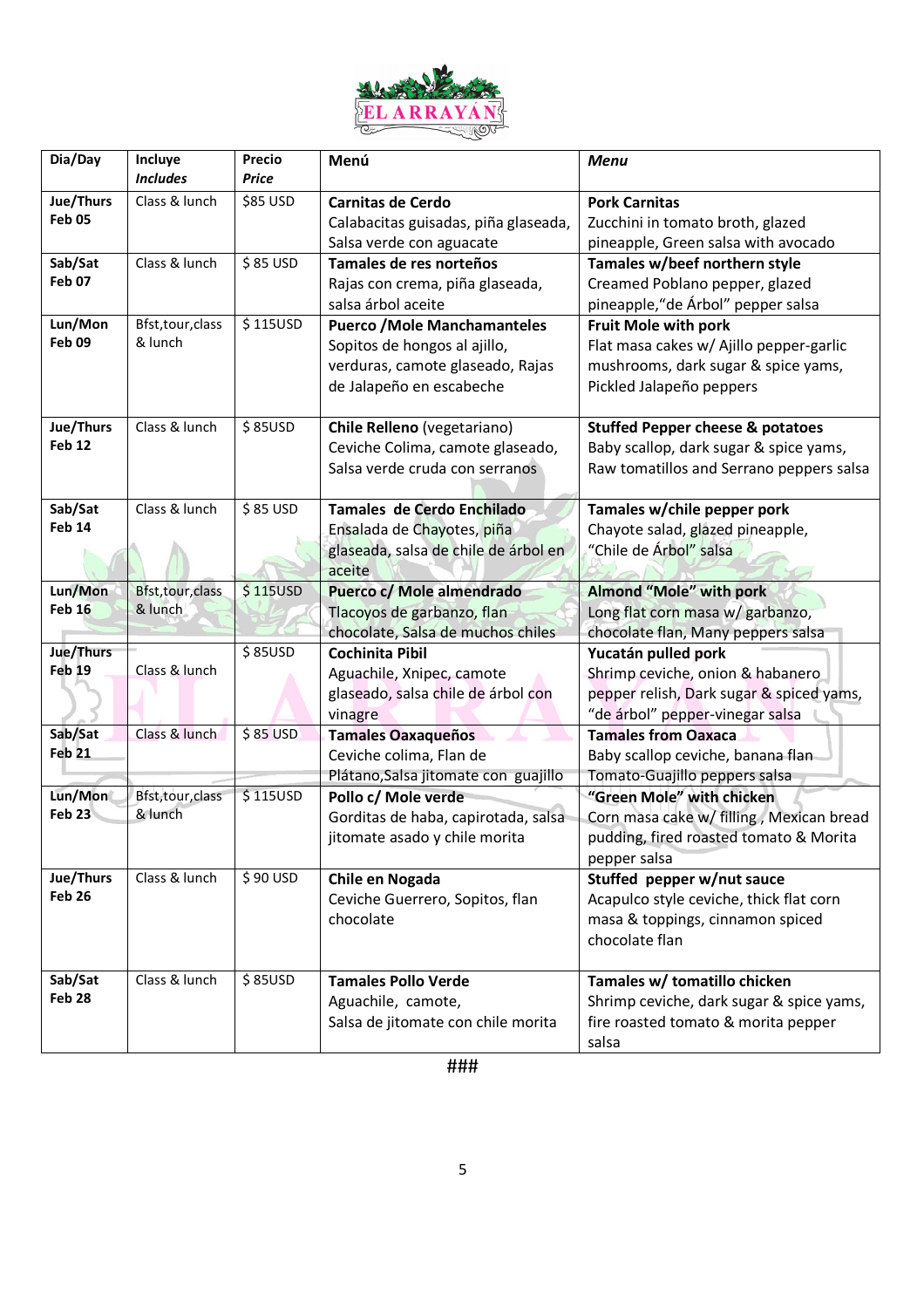EL ARRAYÁN

| Dia/Day | Incluye *Includes* | Precio *Price* | Menú | *Menu* |
|---|---|---|---|---|
| **Jue/Thurs Feb 05** | Class & lunch | $85 USD | **Carnitas de Cerdo** Calabacitas guisadas, piña glaseada, Salsa verde con aguacate | **Pork Carnitas** Zucchini in tomato broth, glazed pineapple, Green salsa with avocado |
| **Sab/Sat Feb 07** | Class & lunch | $ 85 USD | **Tamales de res norteños** Rajas con crema, piña glaseada, salsa árbol aceite | **Tamales w/beef northern style** Creamed Poblano pepper, glazed pineapple,"de Árbol" pepper salsa |
| **Lun/Mon Feb 09** | Bfst,tour,class & lunch | $ 115USD | **Puerco /Mole Manchamanteles** Sopitos de hongos al ajillo, verduras, camote glaseado, Rajas de Jalapeño en escabeche | **Fruit Mole with pork** Flat masa cakes w/ Ajillo pepper-garlic mushrooms, dark sugar & spice yams, Pickled Jalapeño peppers |
| **Jue/Thurs Feb 12** | Class & lunch | $ 85USD | **Chile Relleno** (vegetariano) Ceviche Colima, camote glaseado, Salsa verde cruda con serranos | **Stuffed Pepper cheese & potatoes** Baby scallop, dark sugar & spice yams, Raw tomatillos and Serrano peppers salsa |
| **Sab/Sat Feb 14** | Class & lunch | $ 85 USD | **Tamales de Cerdo Enchilado** Ensalada de Chayotes, piña glaseada, salsa de chile de árbol en aceite | **Tamales w/chile pepper pork** Chayote salad, glazed pineapple, "Chile de Árbol" salsa |
| **Lun/Mon Feb 16** | Bfst,tour,class & lunch | $ 115USD | **Puerco c/ Mole almendrado** Tlacoyos de garbanzo, flan chocolate, Salsa de muchos chiles | **Almond "Mole" with pork** Long flat corn masa w/ garbanzo, chocolate flan, Many peppers salsa |
| **Jue/Thurs Feb 19** | Class & lunch | $ 85USD | **Cochinita Pibil** Aguachile, Xnipec, camote glaseado, salsa chile de árbol con vinagre | **Yucatán pulled pork** Shrimp ceviche, onion & habanero pepper relish, Dark sugar & spiced yams, "de árbol" pepper-vinegar salsa |
| **Sab/Sat Feb 21** | Class & lunch | $ 85 USD | **Tamales Oaxaqueños** Ceviche colima, Flan de Plátano,Salsa jitomate con guajillo | **Tamales from Oaxaca** Baby scallop ceviche, banana flan Tomato-Guajillo peppers salsa |
| **Lun/Mon Feb 23** | Bfst,tour,class & lunch | $ 115USD | **Pollo c/ Mole verde** Gorditas de haba, capirotada, salsa jitomate asado y chile morita | **"Green Mole" with chicken** Corn masa cake w/ filling , Mexican bread pudding, fired roasted tomato & Morita pepper salsa |
| **Jue/Thurs Feb 26** | Class & lunch | $ 90 USD | **Chile en Nogada** Ceviche Guerrero, Sopitos, flan chocolate | **Stuffed pepper w/nut sauce** Acapulco style ceviche, thick flat corn masa & toppings, cinnamon spiced chocolate flan |
| **Sab/Sat Feb 28** | Class & lunch | $ 85USD | **Tamales Pollo Verde** Aguachile, camote, Salsa de jitomate con chile morita | **Tamales w/ tomatillo chicken** Shrimp ceviche, dark sugar & spice yams, fire roasted tomato & morita pepper salsa |

###